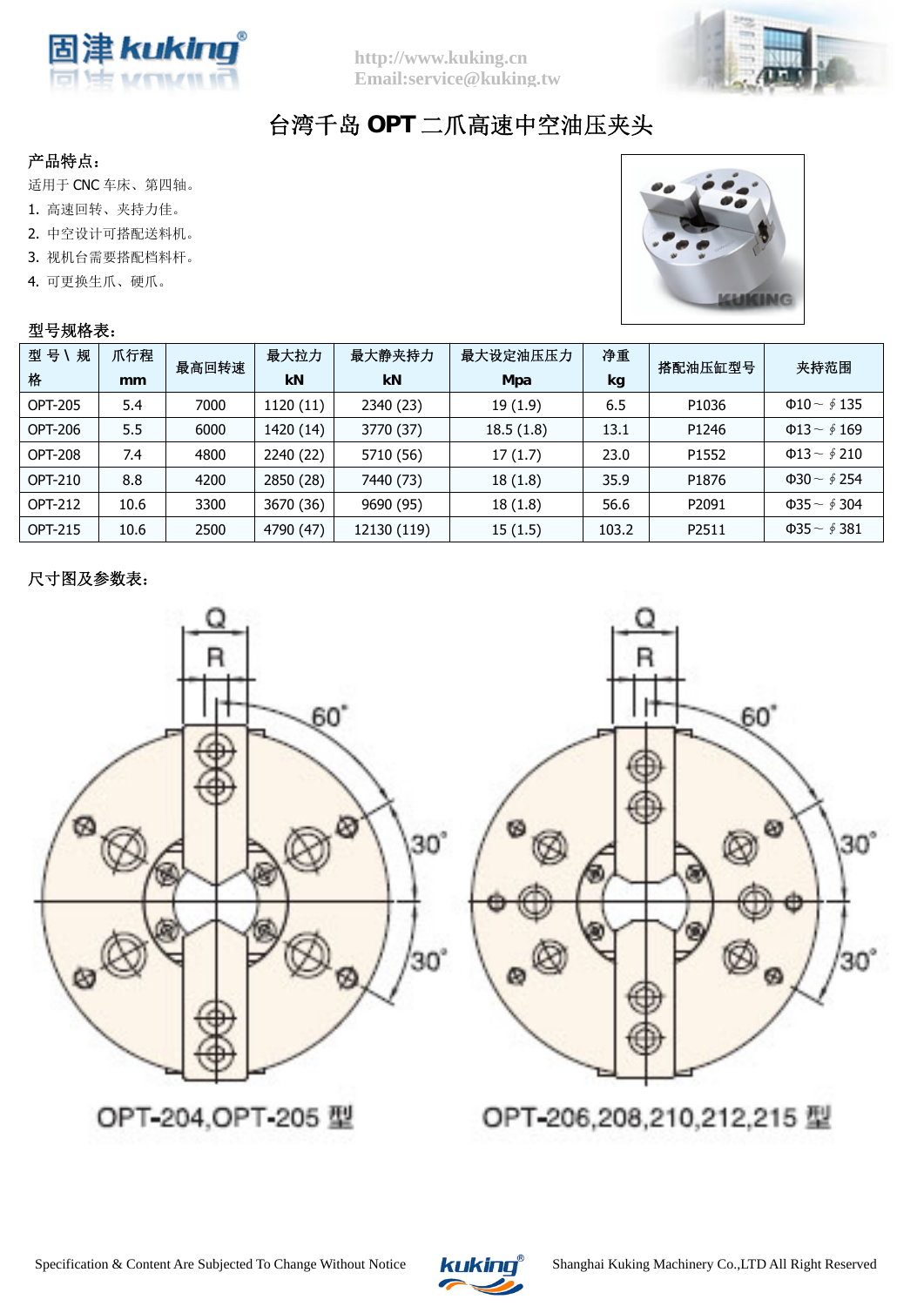# 台湾千岛 OPT 二爪高速中空油压夹头

**产品特点：**

适用于 CNC 车床、第四轴。

1. 高速回转、夹持力佳。
2. 中空设计可搭配送料机。
3. 视机台需要搭配档料杆。
4. 可更换生爪、硬爪。

**型号规格表：**

| 型号\规格 | 爪行程 mm | 最高回转速 | 最大拉力 kN | 最大静夹持力 kN | 最大设定油压压力 Mpa | 净重 kg | 搭配油压缸型号 | 夹持范围 |
|---|---|---|---|---|---|---|---|---|
| OPT-205 | 5.4 | 7000 | 1120 (11) | 2340 (23) | 19 (1.9) | 6.5 | P1036 | Φ10～∮135 |
| OPT-206 | 5.5 | 6000 | 1420 (14) | 3770 (37) | 18.5 (1.8) | 13.1 | P1246 | Φ13～∮169 |
| OPT-208 | 7.4 | 4800 | 2240 (22) | 5710 (56) | 17 (1.7) | 23.0 | P1552 | Φ13～∮210 |
| OPT-210 | 8.8 | 4200 | 2850 (28) | 7440 (73) | 18 (1.8) | 35.9 | P1876 | Φ30～∮254 |
| OPT-212 | 10.6 | 3300 | 3670 (36) | 9690 (95) | 18 (1.8) | 56.6 | P2091 | Φ35～∮304 |
| OPT-215 | 10.6 | 2500 | 4790 (47) | 12130 (119) | 15 (1.5) | 103.2 | P2511 | Φ35～∮381 |

**尺寸图及参数表：**

OPT-204,OPT-205 型

OPT-206,208,210,212,215 型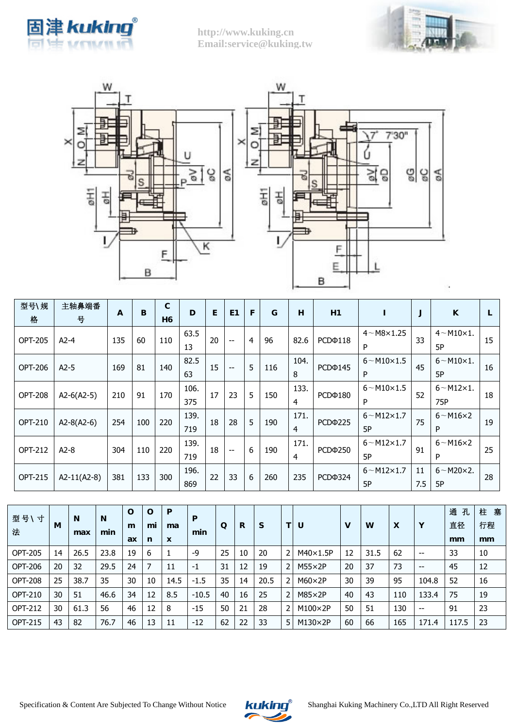| 型号\规格 | 主轴鼻端番号 | A | B | C H6 | D | E | E1 | F | G | H | H1 | I | J | K | L |
|---|---|---|---|---|---|---|---|---|---|---|---|---|---|---|---|
| OPT-205 | A2-4 | 135 | 60 | 110 | 63.513 | 20 | -- | 4 | 96 | 82.6 | PCDΦ118 | 4～M8×1.25P | 33 | 4～M10×1.5P | 15 |
| OPT-206 | A2-5 | 169 | 81 | 140 | 82.563 | 15 | -- | 5 | 116 | 104.8 | PCDΦ145 | 6～M10×1.5P | 45 | 6～M10×1.5P | 16 |
| OPT-208 | A2-6(A2-5) | 210 | 91 | 170 | 106.375 | 17 | 23 | 5 | 150 | 133.4 | PCDΦ180 | 6～M10×1.5P | 52 | 6～M12×1.75P | 18 |
| OPT-210 | A2-8(A2-6) | 254 | 100 | 220 | 139.719 | 18 | 28 | 5 | 190 | 171.4 | PCDΦ225 | 6～M12×1.75P | 75 | 6～M16×2P | 19 |
| OPT-212 | A2-8 | 304 | 110 | 220 | 139.719 | 18 | -- | 6 | 190 | 171.4 | PCDΦ250 | 6～M12×1.75P | 91 | 6～M16×2P | 25 |
| OPT-215 | A2-11(A2-8) | 381 | 133 | 300 | 196.869 | 22 | 33 | 6 | 260 | 235 | PCDΦ324 | 6～M12×1.75P | 117.5 | 6～M20×2.5P | 28 |

| 型号\寸法 | M | N max | N min | O max | O min | P max | P min | Q | R | S | T | U | V | W | X | Y | 通孔直径 mm | 柱塞行程 mm |
|---|---|---|---|---|---|---|---|---|---|---|---|---|---|---|---|---|---|---|
| OPT-205 | 14 | 26.5 | 23.8 | 19 | 6 | 1 | -9 | 25 | 10 | 20 | 2 | M40×1.5P | 12 | 31.5 | 62 | -- | 33 | 10 |
| OPT-206 | 20 | 32 | 29.5 | 24 | 7 | 11 | -1 | 31 | 12 | 19 | 2 | M55×2P | 20 | 37 | 73 | -- | 45 | 12 |
| OPT-208 | 25 | 38.7 | 35 | 30 | 10 | 14.5 | -1.5 | 35 | 14 | 20.5 | 2 | M60×2P | 30 | 39 | 95 | 104.8 | 52 | 16 |
| OPT-210 | 30 | 51 | 46.6 | 34 | 12 | 8.5 | -10.5 | 40 | 16 | 25 | 2 | M85×2P | 40 | 43 | 110 | 133.4 | 75 | 19 |
| OPT-212 | 30 | 61.3 | 56 | 46 | 12 | 8 | -15 | 50 | 21 | 28 | 2 | M100×2P | 50 | 51 | 130 | -- | 91 | 23 |
| OPT-215 | 43 | 82 | 76.7 | 46 | 13 | 11 | -12 | 62 | 22 | 33 | 5 | M130×2P | 60 | 66 | 165 | 171.4 | 117.5 | 23 |